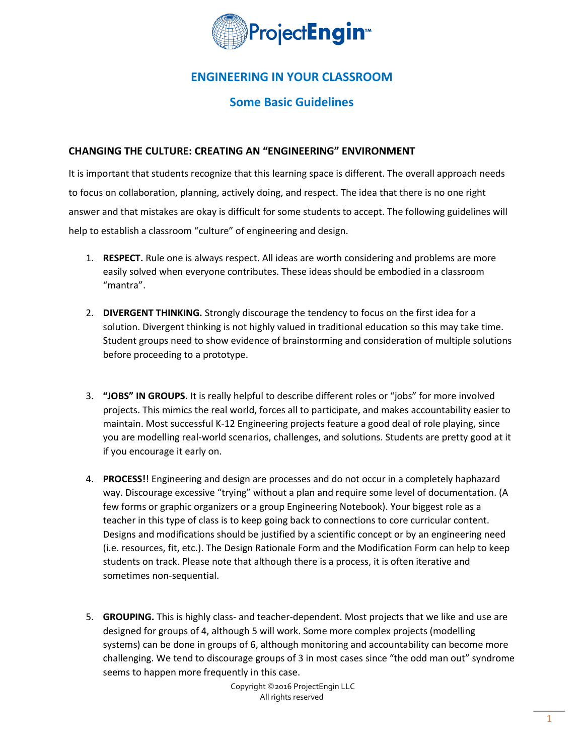ProjectEngin™

# ENGINEERING IN YOUR CLASSROOM

## Some Basic Guidelines

### CHANGING THE CULTURE: CREATING AN "ENGINEERING" ENVIRONMENT

It is important that students recognize that this learning space is different. The overall approach needs to focus on collaboration, planning, actively doing, and respect. The idea that there is no one right answer and that mistakes are okay is difficult for some students to accept. The following guidelines will help to establish a classroom "culture" of engineering and design.

1. **RESPECT.** Rule one is always respect. All ideas are worth considering and problems are more easily solved when everyone contributes. These ideas should be embodied in a classroom "mantra".

2. **DIVERGENT THINKING.** Strongly discourage the tendency to focus on the first idea for a solution. Divergent thinking is not highly valued in traditional education so this may take time. Student groups need to show evidence of brainstorming and consideration of multiple solutions before proceeding to a prototype.

3. **"JOBS" IN GROUPS.** It is really helpful to describe different roles or "jobs" for more involved projects. This mimics the real world, forces all to participate, and makes accountability easier to maintain. Most successful K-12 Engineering projects feature a good deal of role playing, since you are modelling real-world scenarios, challenges, and solutions. Students are pretty good at it if you encourage it early on.

4. **PROCESS!**! Engineering and design are processes and do not occur in a completely haphazard way. Discourage excessive "trying" without a plan and require some level of documentation. (A few forms or graphic organizers or a group Engineering Notebook). Your biggest role as a teacher in this type of class is to keep going back to connections to core curricular content. Designs and modifications should be justified by a scientific concept or by an engineering need (i.e. resources, fit, etc.). The Design Rationale Form and the Modification Form can help to keep students on track. Please note that although there is a process, it is often iterative and sometimes non-sequential.

5. **GROUPING.** This is highly class- and teacher-dependent. Most projects that we like and use are designed for groups of 4, although 5 will work. Some more complex projects (modelling systems) can be done in groups of 6, although monitoring and accountability can become more challenging. We tend to discourage groups of 3 in most cases since "the odd man out" syndrome seems to happen more frequently in this case.

Copyright ©2016 ProjectEngin LLC
All rights reserved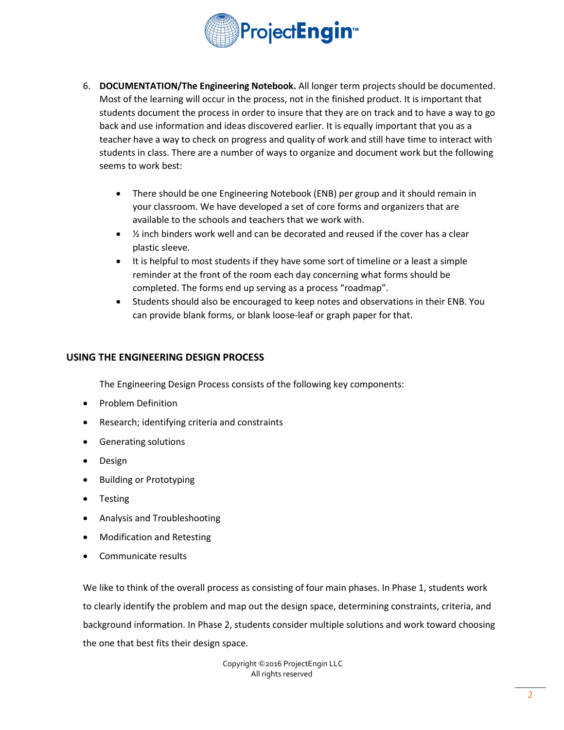6. **DOCUMENTATION/The Engineering Notebook.** All longer term projects should be documented. Most of the learning will occur in the process, not in the finished product. It is important that students document the process in order to insure that they are on track and to have a way to go back and use information and ideas discovered earlier. It is equally important that you as a teacher have a way to check on progress and quality of work and still have time to interact with students in class. There are a number of ways to organize and document work but the following seems to work best:

   - There should be one Engineering Notebook (ENB) per group and it should remain in your classroom. We have developed a set of core forms and organizers that are available to the schools and teachers that we work with.
   - ½ inch binders work well and can be decorated and reused if the cover has a clear plastic sleeve.
   - It is helpful to most students if they have some sort of timeline or a least a simple reminder at the front of the room each day concerning what forms should be completed. The forms end up serving as a process "roadmap".
   - Students should also be encouraged to keep notes and observations in their ENB. You can provide blank forms, or blank loose-leaf or graph paper for that.

## USING THE ENGINEERING DESIGN PROCESS

The Engineering Design Process consists of the following key components:

- Problem Definition
- Research; identifying criteria and constraints
- Generating solutions
- Design
- Building or Prototyping
- Testing
- Analysis and Troubleshooting
- Modification and Retesting
- Communicate results

We like to think of the overall process as consisting of four main phases. In Phase 1, students work to clearly identify the problem and map out the design space, determining constraints, criteria, and background information. In Phase 2, students consider multiple solutions and work toward choosing the one that best fits their design space.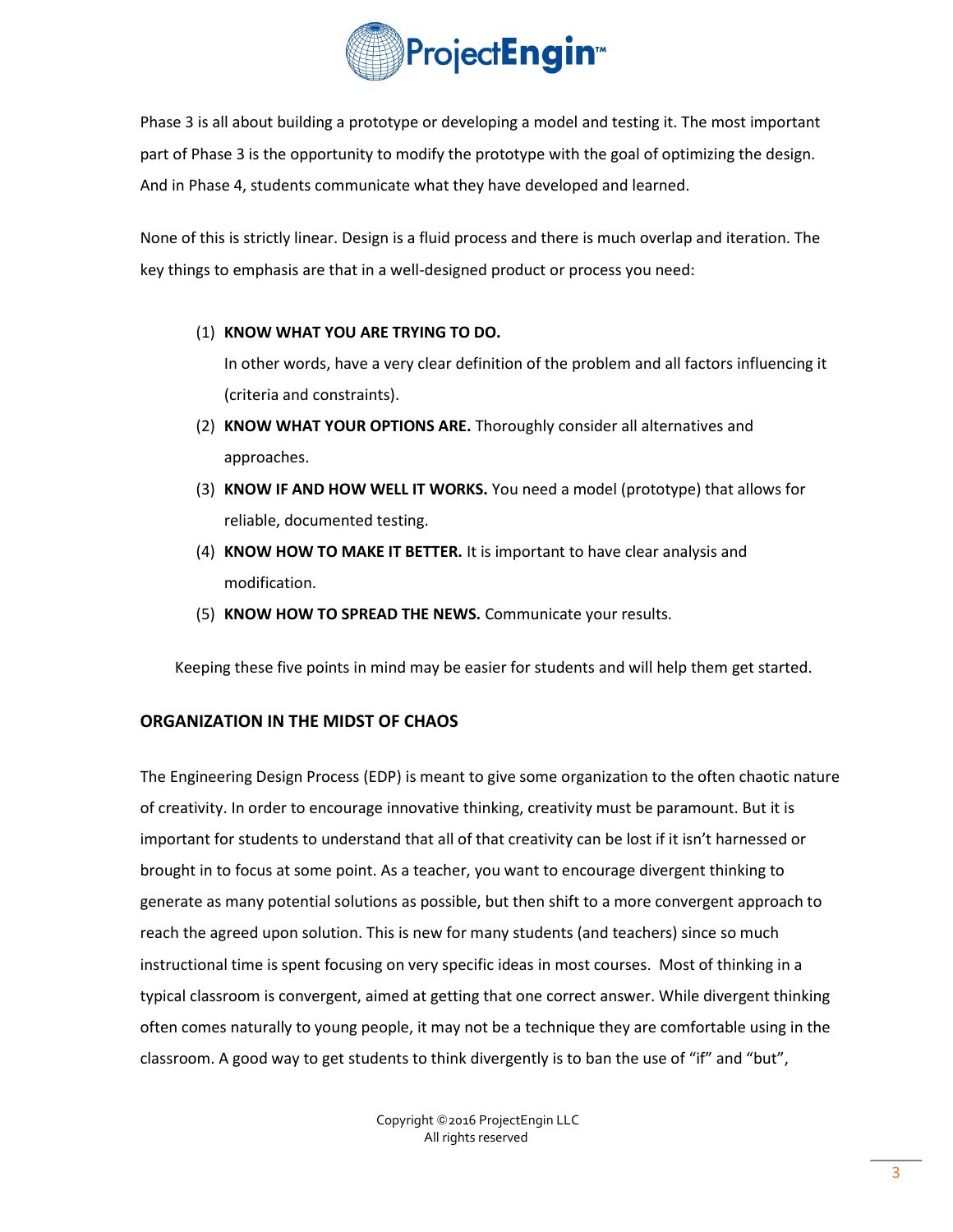Phase 3 is all about building a prototype or developing a model and testing it. The most important part of Phase 3 is the opportunity to modify the prototype with the goal of optimizing the design. And in Phase 4, students communicate what they have developed and learned.

None of this is strictly linear. Design is a fluid process and there is much overlap and iteration. The key things to emphasis are that in a well-designed product or process you need:

(1) **KNOW WHAT YOU ARE TRYING TO DO.**
In other words, have a very clear definition of the problem and all factors influencing it (criteria and constraints).

(2) **KNOW WHAT YOUR OPTIONS ARE.** Thoroughly consider all alternatives and approaches.

(3) **KNOW IF AND HOW WELL IT WORKS.** You need a model (prototype) that allows for reliable, documented testing.

(4) **KNOW HOW TO MAKE IT BETTER.** It is important to have clear analysis and modification.

(5) **KNOW HOW TO SPREAD THE NEWS.** Communicate your results.

Keeping these five points in mind may be easier for students and will help them get started.

## ORGANIZATION IN THE MIDST OF CHAOS

The Engineering Design Process (EDP) is meant to give some organization to the often chaotic nature of creativity. In order to encourage innovative thinking, creativity must be paramount. But it is important for students to understand that all of that creativity can be lost if it isn't harnessed or brought in to focus at some point. As a teacher, you want to encourage divergent thinking to generate as many potential solutions as possible, but then shift to a more convergent approach to reach the agreed upon solution. This is new for many students (and teachers) since so much instructional time is spent focusing on very specific ideas in most courses. Most of thinking in a typical classroom is convergent, aimed at getting that one correct answer. While divergent thinking often comes naturally to young people, it may not be a technique they are comfortable using in the classroom. A good way to get students to think divergently is to ban the use of "if" and "but",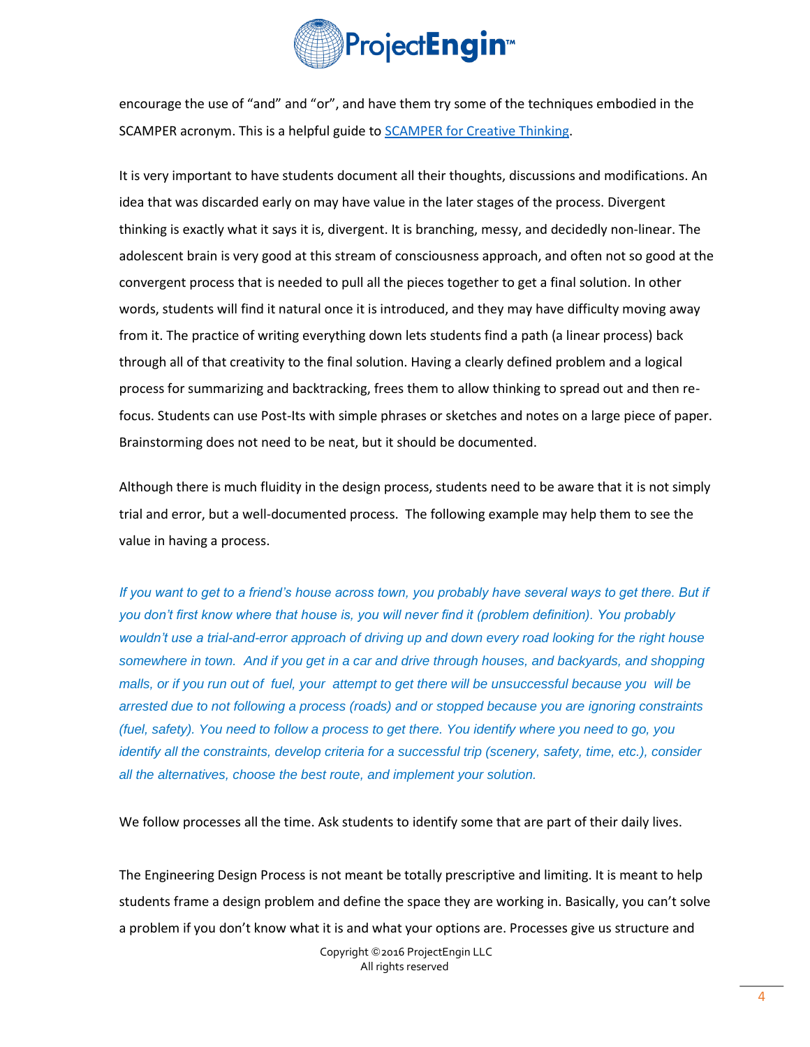encourage the use of “and” and “or”, and have them try some of the techniques embodied in the SCAMPER acronym. This is a helpful guide to [SCAMPER for Creative Thinking](SCAMPER for Creative Thinking).

It is very important to have students document all their thoughts, discussions and modifications. An idea that was discarded early on may have value in the later stages of the process. Divergent thinking is exactly what it says it is, divergent. It is branching, messy, and decidedly non-linear. The adolescent brain is very good at this stream of consciousness approach, and often not so good at the convergent process that is needed to pull all the pieces together to get a final solution. In other words, students will find it natural once it is introduced, and they may have difficulty moving away from it. The practice of writing everything down lets students find a path (a linear process) back through all of that creativity to the final solution. Having a clearly defined problem and a logical process for summarizing and backtracking, frees them to allow thinking to spread out and then re-focus. Students can use Post-Its with simple phrases or sketches and notes on a large piece of paper. Brainstorming does not need to be neat, but it should be documented.

Although there is much fluidity in the design process, students need to be aware that it is not simply trial and error, but a well-documented process. The following example may help them to see the value in having a process.

*If you want to get to a friend’s house across town, you probably have several ways to get there. But if you don’t first know where that house is, you will never find it (problem definition). You probably wouldn’t use a trial-and-error approach of driving up and down every road looking for the right house somewhere in town. And if you get in a car and drive through houses, and backyards, and shopping malls, or if you run out of fuel, your attempt to get there will be unsuccessful because you will be arrested due to not following a process (roads) and or stopped because you are ignoring constraints (fuel, safety). You need to follow a process to get there. You identify where you need to go, you identify all the constraints, develop criteria for a successful trip (scenery, safety, time, etc.), consider all the alternatives, choose the best route, and implement your solution.*

We follow processes all the time. Ask students to identify some that are part of their daily lives.

The Engineering Design Process is not meant be totally prescriptive and limiting. It is meant to help students frame a design problem and define the space they are working in. Basically, you can’t solve a problem if you don’t know what it is and what your options are. Processes give us structure and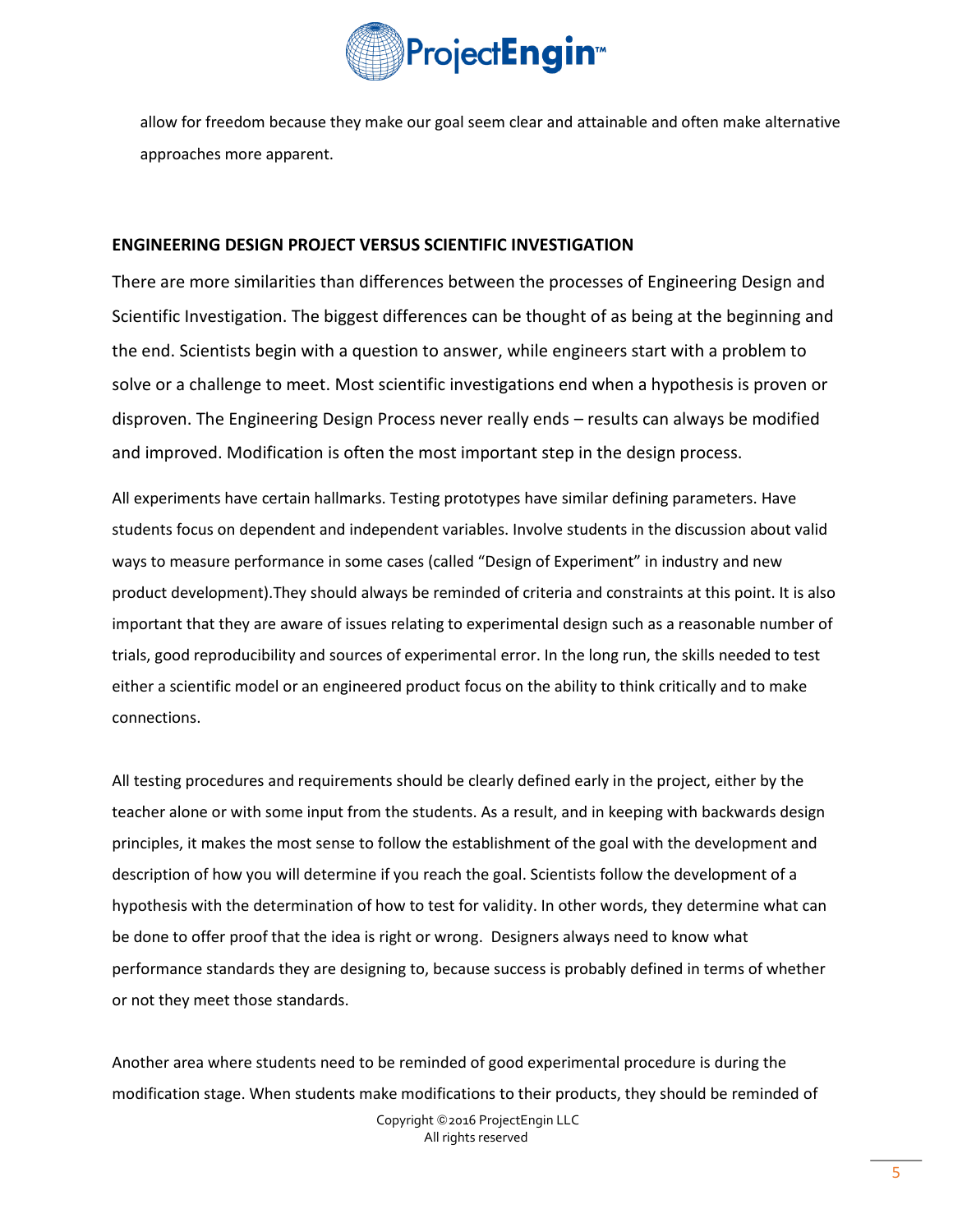allow for freedom because they make our goal seem clear and attainable and often make alternative approaches more apparent.

## ENGINEERING DESIGN PROJECT VERSUS SCIENTIFIC INVESTIGATION

There are more similarities than differences between the processes of Engineering Design and Scientific Investigation. The biggest differences can be thought of as being at the beginning and the end. Scientists begin with a question to answer, while engineers start with a problem to solve or a challenge to meet. Most scientific investigations end when a hypothesis is proven or disproven. The Engineering Design Process never really ends – results can always be modified and improved. Modification is often the most important step in the design process.

All experiments have certain hallmarks. Testing prototypes have similar defining parameters. Have students focus on dependent and independent variables. Involve students in the discussion about valid ways to measure performance in some cases (called "Design of Experiment" in industry and new product development).They should always be reminded of criteria and constraints at this point. It is also important that they are aware of issues relating to experimental design such as a reasonable number of trials, good reproducibility and sources of experimental error. In the long run, the skills needed to test either a scientific model or an engineered product focus on the ability to think critically and to make connections.

All testing procedures and requirements should be clearly defined early in the project, either by the teacher alone or with some input from the students. As a result, and in keeping with backwards design principles, it makes the most sense to follow the establishment of the goal with the development and description of how you will determine if you reach the goal. Scientists follow the development of a hypothesis with the determination of how to test for validity. In other words, they determine what can be done to offer proof that the idea is right or wrong. Designers always need to know what performance standards they are designing to, because success is probably defined in terms of whether or not they meet those standards.

Another area where students need to be reminded of good experimental procedure is during the modification stage. When students make modifications to their products, they should be reminded of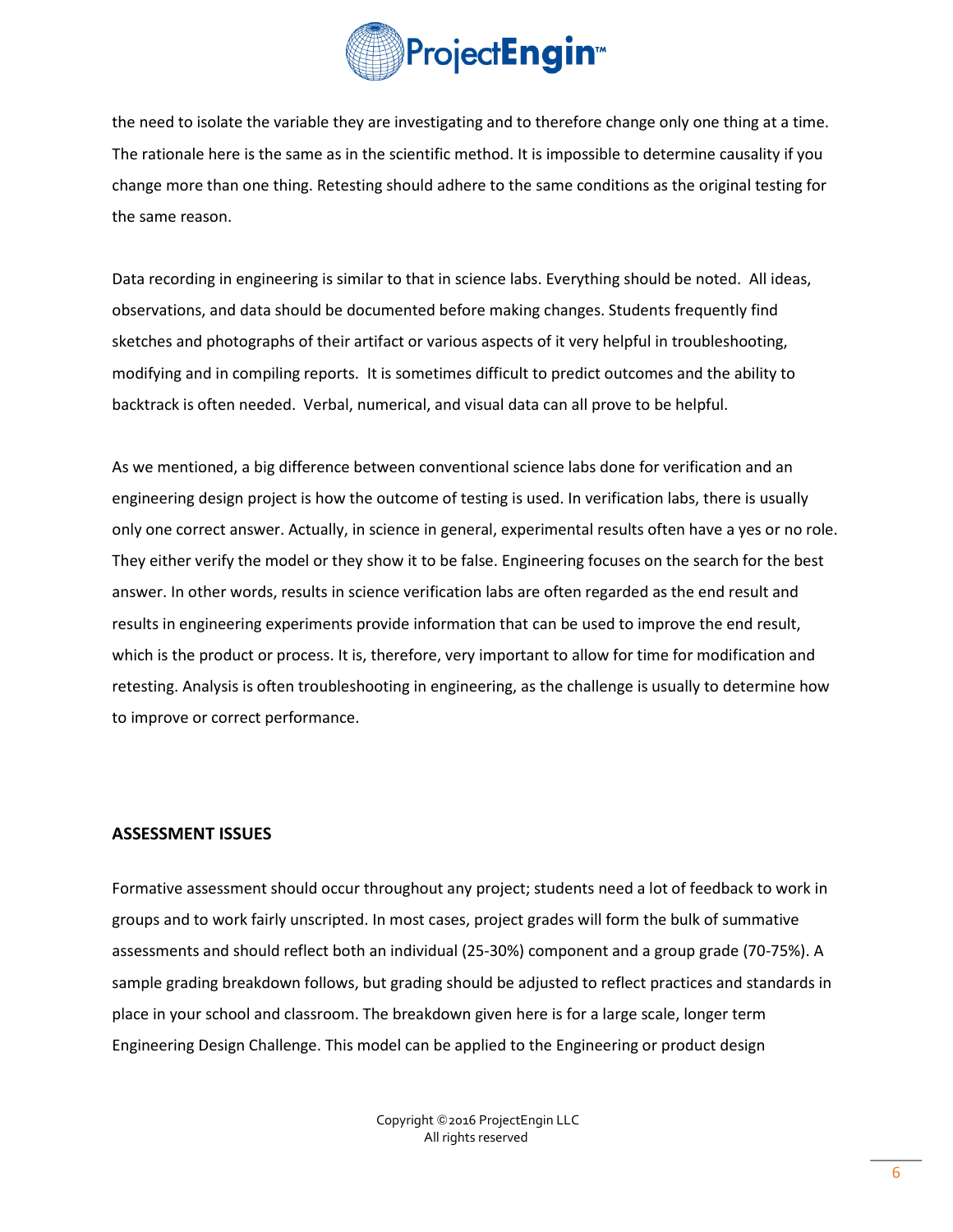the need to isolate the variable they are investigating and to therefore change only one thing at a time. The rationale here is the same as in the scientific method. It is impossible to determine causality if you change more than one thing. Retesting should adhere to the same conditions as the original testing for the same reason.

Data recording in engineering is similar to that in science labs. Everything should be noted. All ideas, observations, and data should be documented before making changes. Students frequently find sketches and photographs of their artifact or various aspects of it very helpful in troubleshooting, modifying and in compiling reports. It is sometimes difficult to predict outcomes and the ability to backtrack is often needed. Verbal, numerical, and visual data can all prove to be helpful.

As we mentioned, a big difference between conventional science labs done for verification and an engineering design project is how the outcome of testing is used. In verification labs, there is usually only one correct answer. Actually, in science in general, experimental results often have a yes or no role. They either verify the model or they show it to be false. Engineering focuses on the search for the best answer. In other words, results in science verification labs are often regarded as the end result and results in engineering experiments provide information that can be used to improve the end result, which is the product or process. It is, therefore, very important to allow for time for modification and retesting. Analysis is often troubleshooting in engineering, as the challenge is usually to determine how to improve or correct performance.

## ASSESSMENT ISSUES

Formative assessment should occur throughout any project; students need a lot of feedback to work in groups and to work fairly unscripted. In most cases, project grades will form the bulk of summative assessments and should reflect both an individual (25-30%) component and a group grade (70-75%). A sample grading breakdown follows, but grading should be adjusted to reflect practices and standards in place in your school and classroom. The breakdown given here is for a large scale, longer term Engineering Design Challenge. This model can be applied to the Engineering or product design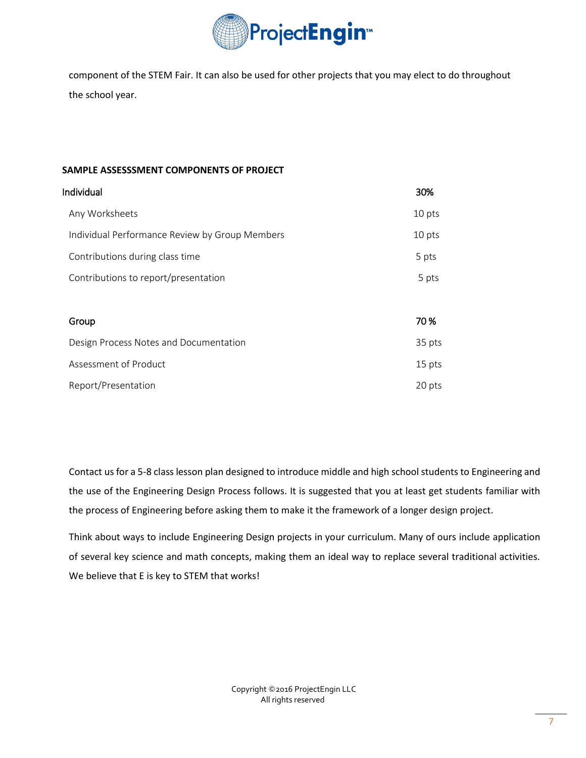component of the STEM Fair. It can also be used for other projects that you may elect to do throughout the school year.

**SAMPLE ASSESSSMENT COMPONENTS OF PROJECT**

| | |
|---|---|
| Individual | 30% |
| Any Worksheets | 10 pts |
| Individual Performance Review by Group Members | 10 pts |
| Contributions during class time | 5 pts |
| Contributions to report/presentation | 5 pts |
| | |
| Group | 70 % |
| Design Process Notes and Documentation | 35 pts |
| Assessment of Product | 15 pts |
| Report/Presentation | 20 pts |

Contact us for a 5-8 class lesson plan designed to introduce middle and high school students to Engineering and the use of the Engineering Design Process follows. It is suggested that you at least get students familiar with the process of Engineering before asking them to make it the framework of a longer design project.

Think about ways to include Engineering Design projects in your curriculum. Many of ours include application of several key science and math concepts, making them an ideal way to replace several traditional activities. We believe that E is key to STEM that works!

Copyright ©2016 ProjectEngin LLC
All rights reserved